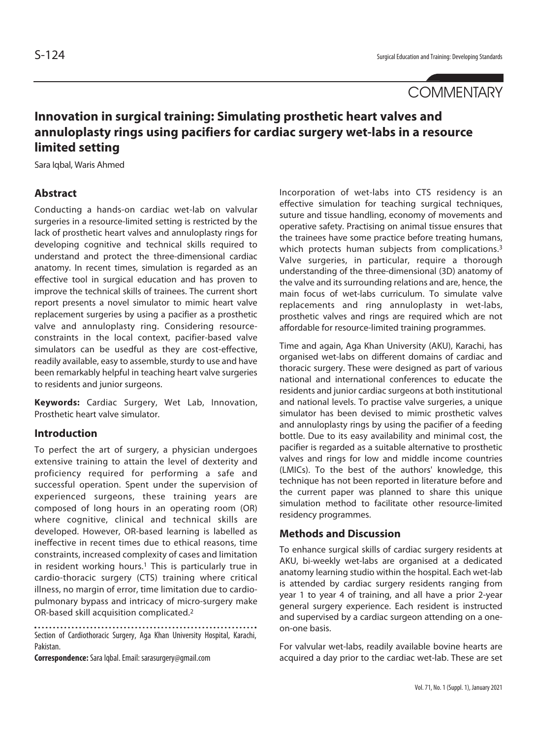COMMENTARY

# Innovation in surgical training: Simulating prosthetic heart valves and annuloplasty rings using pacifiers for cardiac surgery wet-labs in a resource limited setting

Sara Iqbal, Waris Ahmed

## Abstract

Conducting a hands-on cardiac wet-lab on valvular surgeries in a resource-limited setting is restricted by the lack of prosthetic heart valves and annuloplasty rings for developing cognitive and technical skills required to understand and protect the three-dimensional cardiac anatomy. In recent times, simulation is regarded as an effective tool in surgical education and has proven to improve the technical skills of trainees. The current short report presents a novel simulator to mimic heart valve replacement surgeries by using a pacifier as a prosthetic valve and annuloplasty ring. Considering resource-constraints in the local context, pacifier-based valve simulators can be usedful as they are cost-effective, readily available, easy to assemble, sturdy to use and have been remarkably helpful in teaching heart valve surgeries to residents and junior surgeons.

**Keywords:** Cardiac Surgery, Wet Lab, Innovation, Prosthetic heart valve simulator.

## Introduction

To perfect the art of surgery, a physician undergoes extensive training to attain the level of dexterity and proficiency required for performing a safe and successful operation. Spent under the supervision of experienced surgeons, these training years are composed of long hours in an operating room (OR) where cognitive, clinical and technical skills are developed. However, OR-based learning is labelled as ineffective in recent times due to ethical reasons, time constraints, increased complexity of cases and limitation in resident working hours.[1] This is particularly true in cardio-thoracic surgery (CTS) training where critical illness, no margin of error, time limitation due to cardio-pulmonary bypass and intricacy of micro-surgery make OR-based skill acquisition complicated.[2]

Section of Cardiothoracic Surgery, Aga Khan University Hospital, Karachi, Pakistan.

**Correspondence:** Sara Iqbal. Email: sarasurgery@gmail.com

Incorporation of wet-labs into CTS residency is an effective simulation for teaching surgical techniques, suture and tissue handling, economy of movements and operative safety. Practising on animal tissue ensures that the trainees have some practice before treating humans, which protects human subjects from complications.[3] Valve surgeries, in particular, require a thorough understanding of the three-dimensional (3D) anatomy of the valve and its surrounding relations and are, hence, the main focus of wet-labs curriculum. To simulate valve replacements and ring annuloplasty in wet-labs, prosthetic valves and rings are required which are not affordable for resource-limited training programmes.

Time and again, Aga Khan University (AKU), Karachi, has organised wet-labs on different domains of cardiac and thoracic surgery. These were designed as part of various national and international conferences to educate the residents and junior cardiac surgeons at both institutional and national levels. To practise valve surgeries, a unique simulator has been devised to mimic prosthetic valves and annuloplasty rings by using the pacifier of a feeding bottle. Due to its easy availability and minimal cost, the pacifier is regarded as a suitable alternative to prosthetic valves and rings for low and middle income countries (LMICs). To the best of the authors' knowledge, this technique has not been reported in literature before and the current paper was planned to share this unique simulation method to facilitate other resource-limited residency programmes.

## Methods and Discussion

To enhance surgical skills of cardiac surgery residents at AKU, bi-weekly wet-labs are organised at a dedicated anatomy learning studio within the hospital. Each wet-lab is attended by cardiac surgery residents ranging from year 1 to year 4 of training, and all have a prior 2-year general surgery experience. Each resident is instructed and supervised by a cardiac surgeon attending on a one-on-one basis.

For valvular wet-labs, readily available bovine hearts are acquired a day prior to the cardiac wet-lab. These are set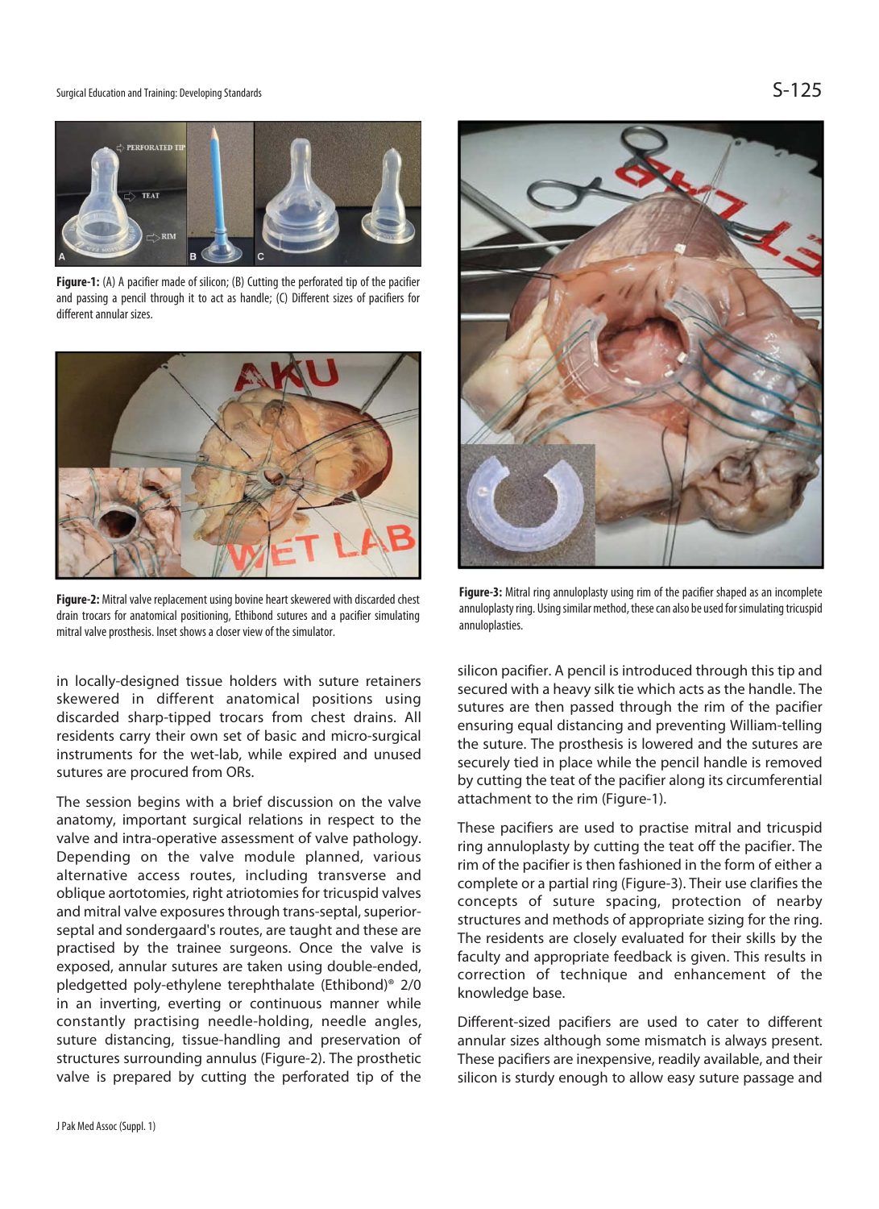Figure-1: (A) A pacifier made of silicon; (B) Cutting the perforated tip of the pacifier and passing a pencil through it to act as handle; (C) Different sizes of pacifiers for different annular sizes.

Figure-2: Mitral valve replacement using bovine heart skewered with discarded chest drain trocars for anatomical positioning, Ethibond sutures and a pacifier simulating mitral valve prosthesis. Inset shows a closer view of the simulator.

Figure-3: Mitral ring annuloplasty using rim of the pacifier shaped as an incomplete annuloplasty ring. Using similar method, these can also be used for simulating tricuspid annuloplasties.

in locally-designed tissue holders with suture retainers skewered in different anatomical positions using discarded sharp-tipped trocars from chest drains. All residents carry their own set of basic and micro-surgical instruments for the wet-lab, while expired and unused sutures are procured from ORs.

The session begins with a brief discussion on the valve anatomy, important surgical relations in respect to the valve and intra-operative assessment of valve pathology. Depending on the valve module planned, various alternative access routes, including transverse and oblique aortotomies, right atriotomies for tricuspid valves and mitral valve exposures through trans-septal, superior-septal and sondergaard's routes, are taught and these are practised by the trainee surgeons. Once the valve is exposed, annular sutures are taken using double-ended, pledgetted poly-ethylene terephthalate (Ethibond)® 2/0 in an inverting, everting or continuous manner while constantly practising needle-holding, needle angles, suture distancing, tissue-handling and preservation of structures surrounding annulus (Figure-2). The prosthetic valve is prepared by cutting the perforated tip of the silicon pacifier. A pencil is introduced through this tip and secured with a heavy silk tie which acts as the handle. The sutures are then passed through the rim of the pacifier ensuring equal distancing and preventing William-telling the suture. The prosthesis is lowered and the sutures are securely tied in place while the pencil handle is removed by cutting the teat of the pacifier along its circumferential attachment to the rim (Figure-1).

These pacifiers are used to practise mitral and tricuspid ring annuloplasty by cutting the teat off the pacifier. The rim of the pacifier is then fashioned in the form of either a complete or a partial ring (Figure-3). Their use clarifies the concepts of suture spacing, protection of nearby structures and methods of appropriate sizing for the ring. The residents are closely evaluated for their skills by the faculty and appropriate feedback is given. This results in correction of technique and enhancement of the knowledge base.

Different-sized pacifiers are used to cater to different annular sizes although some mismatch is always present. These pacifiers are inexpensive, readily available, and their silicon is sturdy enough to allow easy suture passage and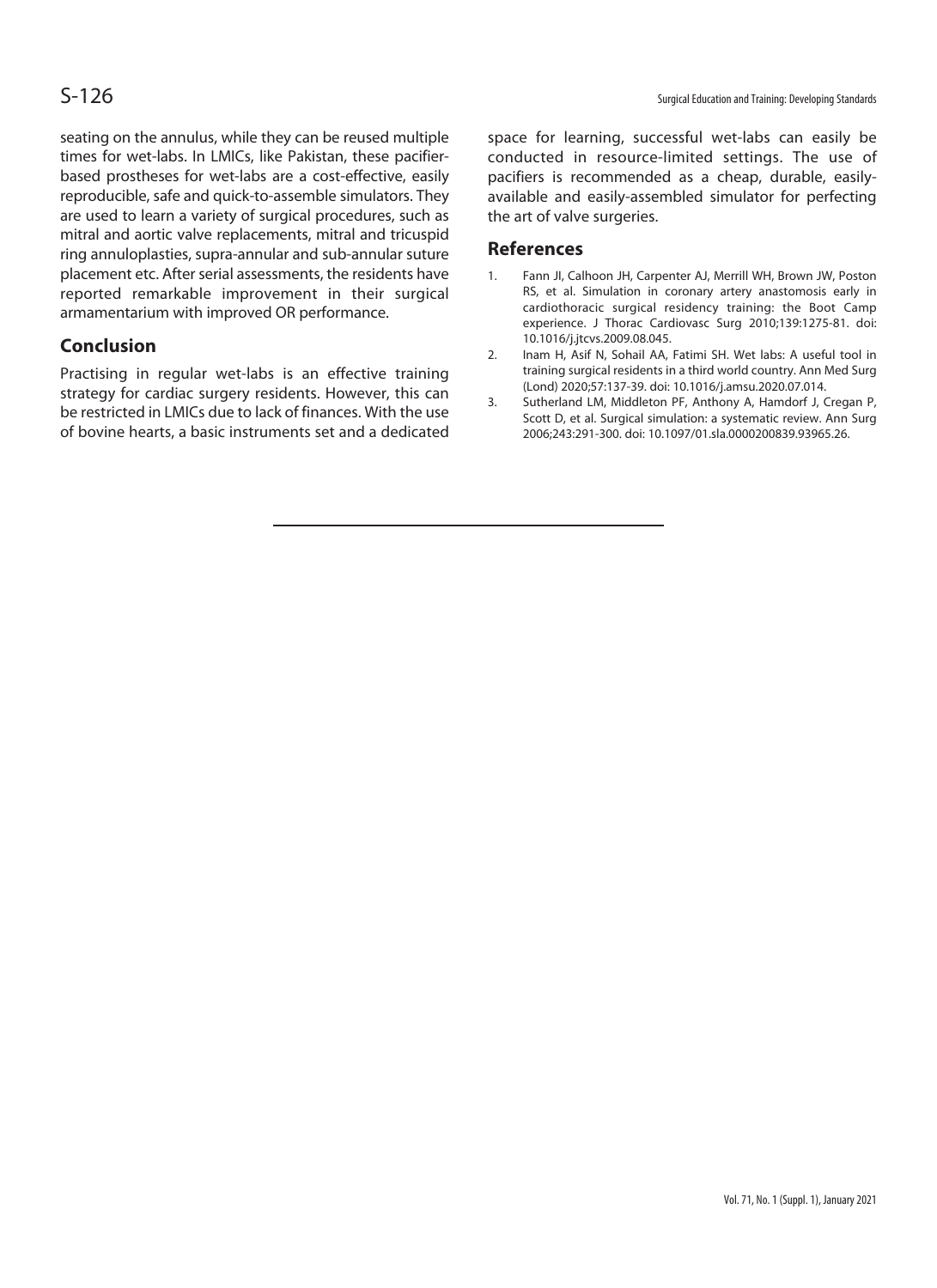seating on the annulus, while they can be reused multiple times for wet-labs. In LMICs, like Pakistan, these pacifier-based prostheses for wet-labs are a cost-effective, easily reproducible, safe and quick-to-assemble simulators. They are used to learn a variety of surgical procedures, such as mitral and aortic valve replacements, mitral and tricuspid ring annuloplasties, supra-annular and sub-annular suture placement etc. After serial assessments, the residents have reported remarkable improvement in their surgical armamentarium with improved OR performance.

## Conclusion

Practising in regular wet-labs is an effective training strategy for cardiac surgery residents. However, this can be restricted in LMICs due to lack of finances. With the use of bovine hearts, a basic instruments set and a dedicated space for learning, successful wet-labs can easily be conducted in resource-limited settings. The use of pacifiers is recommended as a cheap, durable, easily-available and easily-assembled simulator for perfecting the art of valve surgeries.

## References

1. Fann JI, Calhoon JH, Carpenter AJ, Merrill WH, Brown JW, Poston RS, et al. Simulation in coronary artery anastomosis early in cardiothoracic surgical residency training: the Boot Camp experience. J Thorac Cardiovasc Surg 2010;139:1275-81. doi: 10.1016/j.jtcvs.2009.08.045.
2. Inam H, Asif N, Sohail AA, Fatimi SH. Wet labs: A useful tool in training surgical residents in a third world country. Ann Med Surg (Lond) 2020;57:137-39. doi: 10.1016/j.amsu.2020.07.014.
3. Sutherland LM, Middleton PF, Anthony A, Hamdorf J, Cregan P, Scott D, et al. Surgical simulation: a systematic review. Ann Surg 2006;243:291-300. doi: 10.1097/01.sla.0000200839.93965.26.